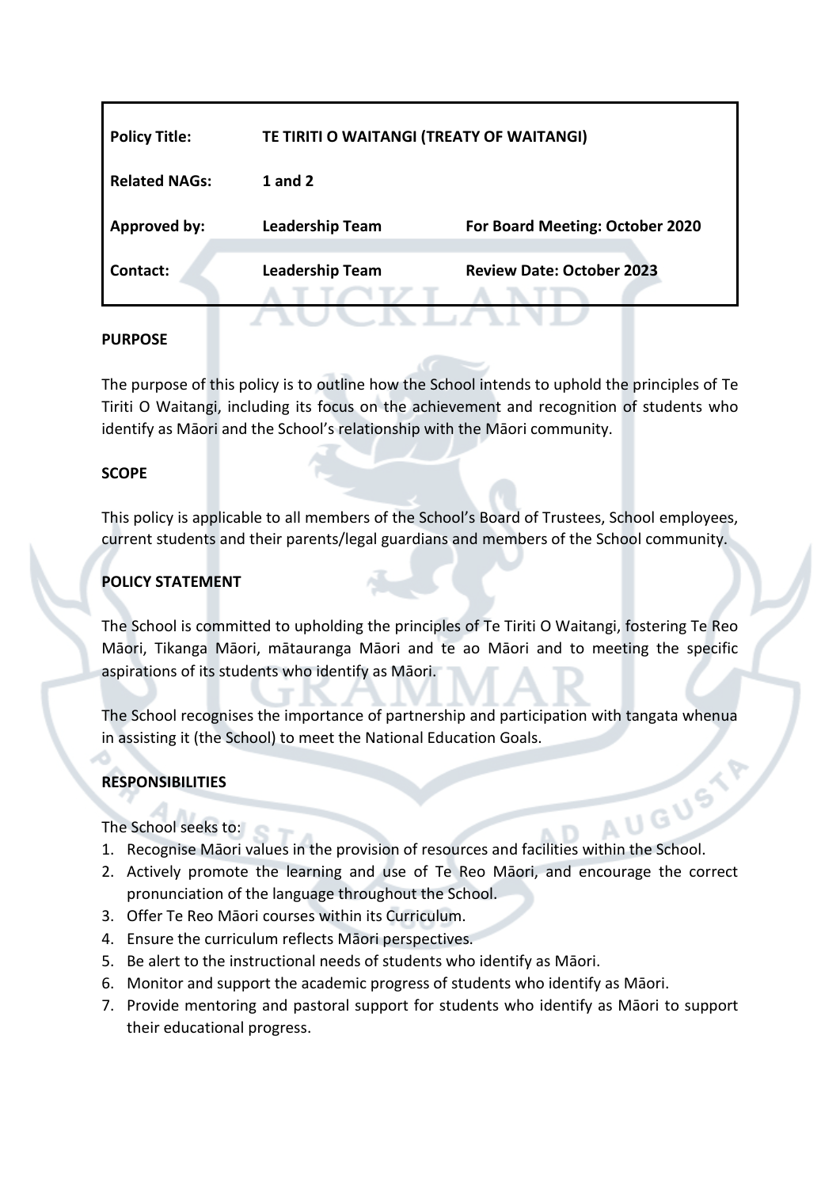| | | |
|---|---|---|
| **Policy Title:** | **TE TIRITI O WAITANGI (TREATY OF WAITANGI)** | |
| **Related NAGs:** | **1 and 2** | |
| **Approved by:** | **Leadership Team** | **For Board Meeting: October 2020** |
| **Contact:** | **Leadership Team** | **Review Date: October 2023** |

**PURPOSE**

The purpose of this policy is to outline how the School intends to uphold the principles of Te Tiriti O Waitangi, including its focus on the achievement and recognition of students who identify as Māori and the School's relationship with the Māori community.

**SCOPE**

This policy is applicable to all members of the School's Board of Trustees, School employees, current students and their parents/legal guardians and members of the School community.

**POLICY STATEMENT**

The School is committed to upholding the principles of Te Tiriti O Waitangi, fostering Te Reo Māori, Tikanga Māori, mātauranga Māori and te ao Māori and to meeting the specific aspirations of its students who identify as Māori.

The School recognises the importance of partnership and participation with tangata whenua in assisting it (the School) to meet the National Education Goals.

**RESPONSIBILITIES**

The School seeks to:

1. Recognise Māori values in the provision of resources and facilities within the School.
2. Actively promote the learning and use of Te Reo Māori, and encourage the correct pronunciation of the language throughout the School.
3. Offer Te Reo Māori courses within its Curriculum.
4. Ensure the curriculum reflects Māori perspectives.
5. Be alert to the instructional needs of students who identify as Māori.
6. Monitor and support the academic progress of students who identify as Māori.
7. Provide mentoring and pastoral support for students who identify as Māori to support their educational progress.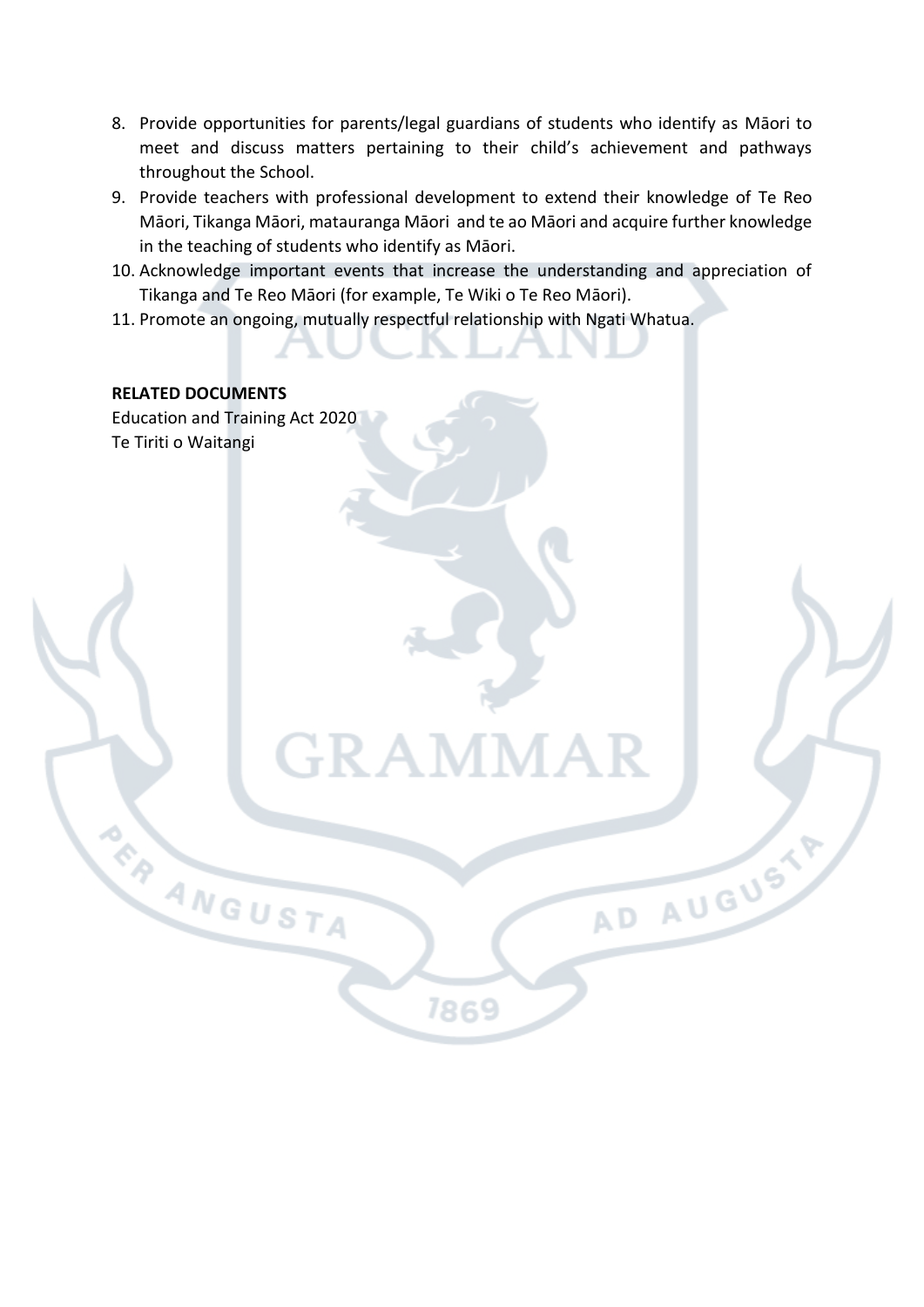8. Provide opportunities for parents/legal guardians of students who identify as Māori to meet and discuss matters pertaining to their child's achievement and pathways throughout the School.
9. Provide teachers with professional development to extend their knowledge of Te Reo Māori, Tikanga Māori, matauranga Māori and te ao Māori and acquire further knowledge in the teaching of students who identify as Māori.
10. Acknowledge important events that increase the understanding and appreciation of Tikanga and Te Reo Māori (for example, Te Wiki o Te Reo Māori).
11. Promote an ongoing, mutually respectful relationship with Ngati Whatua.

**RELATED DOCUMENTS**

Education and Training Act 2020
Te Tiriti o Waitangi